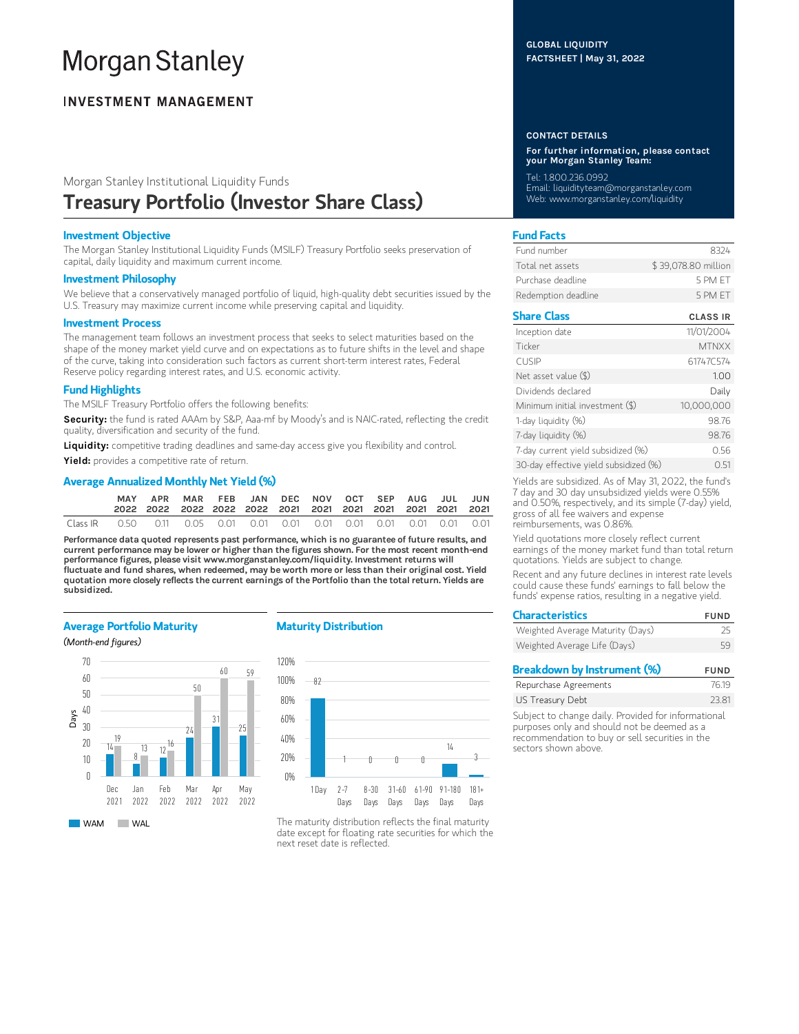# Morgan Stanley

**INVESTMENT MANAGEMENT**

GLOBAL LIQUIDITY
FACTSHEET | May 31, 2022

Morgan Stanley Institutional Liquidity Funds

# Treasury Portfolio (Investor Share Class)

### Investment Objective

The Morgan Stanley Institutional Liquidity Funds (MSILF) Treasury Portfolio seeks preservation of capital, daily liquidity and maximum current income.

### Investment Philosophy

We believe that a conservatively managed portfolio of liquid, high-quality debt securities issued by the U.S. Treasury may maximize current income while preserving capital and liquidity.

### Investment Process

The management team follows an investment process that seeks to select maturities based on the shape of the money market yield curve and on expectations as to future shifts in the level and shape of the curve, taking into consideration such factors as current short-term interest rates, Federal Reserve policy regarding interest rates, and U.S. economic activity.

### Fund Highlights

The MSILF Treasury Portfolio offers the following benefits:

**Security:** the fund is rated AAAm by S&P, Aaa-mf by Moody's and is NAIC-rated, reflecting the credit quality, diversification and security of the fund.

**Liquidity:** competitive trading deadlines and same-day access give you flexibility and control.

**Yield:** provides a competitive rate of return.

### Average Annualized Monthly Net Yield (%)

| | MAY 2022 | APR 2022 | MAR 2022 | FEB 2022 | JAN 2022 | DEC 2021 | NOV 2021 | OCT 2021 | SEP 2021 | AUG 2021 | JUL 2021 | JUN 2021 |
|---|---|---|---|---|---|---|---|---|---|---|---|---|
| Class IR | 0.50 | 0.11 | 0.05 | 0.01 | 0.01 | 0.01 | 0.01 | 0.01 | 0.01 | 0.01 | 0.01 | 0.01 |

**Performance data quoted represents past performance, which is no guarantee of future results, and current performance may be lower or higher than the figures shown. For the most recent month-end performance figures, please visit www.morganstanley.com/liquidity. Investment returns will fluctuate and fund shares, when redeemed, may be worth more or less than their original cost. Yield quotation more closely reflects the current earnings of the Portfolio than the total return. Yields are subsidized.**

### Average Portfolio Maturity

*(Month-end figures)*

| Days | Dec 2021 | Jan 2022 | Feb 2022 | Mar 2022 | Apr 2022 | May 2022 |
|---|---|---|---|---|---|---|
| WAM | 14 | 8 | 12 | 24 | 31 | 25 |
| WAL | 19 | 13 | 16 | 50 | 60 | 59 |

### Maturity Distribution

| 1 Day | 2-7 Days | 8-30 Days | 31-60 Days | 61-90 Days | 91-180 Days | 181+ Days |
|---|---|---|---|---|---|---|
| 82 | 1 | 0 | 0 | 0 | 14 | 3 |

The maturity distribution reflects the final maturity date except for floating rate securities for which the next reset date is reflected.

### CONTACT DETAILS

**For further information, please contact your Morgan Stanley Team:**

Tel: 1.800.236.0992
Email: liquidityteam@morganstanley.com
Web: www.morganstanley.com/liquidity

### Fund Facts

| | |
|---|---|
| Fund number | 8324 |
| Total net assets | $ 39,078.80 million |
| Purchase deadline | 5 PM ET |
| Redemption deadline | 5 PM ET |

### Share Class

| | CLASS IR |
|---|---|
| Inception date | 11/01/2004 |
| Ticker | MTNXX |
| CUSIP | 61747C574 |
| Net asset value ($) | 1.00 |
| Dividends declared | Daily |
| Minimum initial investment ($) | 10,000,000 |
| 1-day liquidity (%) | 98.76 |
| 7-day liquidity (%) | 98.76 |
| 7-day current yield subsidized (%) | 0.56 |
| 30-day effective yield subsidized (%) | 0.51 |

Yields are subsidized. As of May 31, 2022, the fund's 7 day and 30 day unsubsidized yields were 0.55% and 0.50%, respectively, and its simple (7-day) yield, gross of all fee waivers and expense reimbursements, was 0.86%.

Yield quotations more closely reflect current earnings of the money market fund than total return quotations. Yields are subject to change.

Recent and any future declines in interest rate levels could cause these funds' earnings to fall below the funds' expense ratios, resulting in a negative yield.

### Characteristics

| | FUND |
|---|---|
| Weighted Average Maturity (Days) | 25 |
| Weighted Average Life (Days) | 59 |

### Breakdown by Instrument (%)

| | FUND |
|---|---|
| Repurchase Agreements | 76.19 |
| US Treasury Debt | 23.81 |

Subject to change daily. Provided for informational purposes only and should not be deemed as a recommendation to buy or sell securities in the sectors shown above.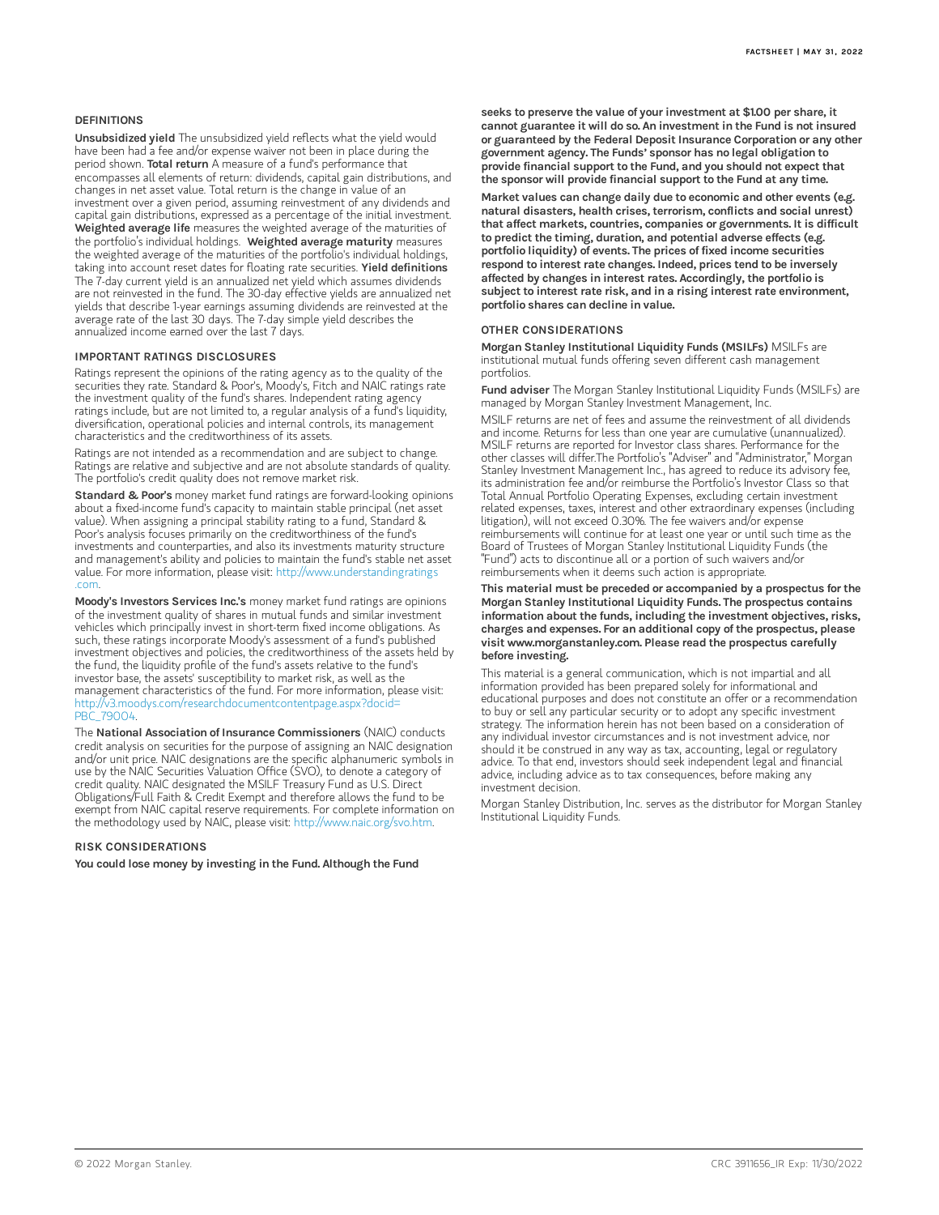## DEFINITIONS

**Unsubsidized yield** The unsubsidized yield reflects what the yield would have been had a fee and/or expense waiver not been in place during the period shown. **Total return** A measure of a fund's performance that encompasses all elements of return: dividends, capital gain distributions, and changes in net asset value. Total return is the change in value of an investment over a given period, assuming reinvestment of any dividends and capital gain distributions, expressed as a percentage of the initial investment. **Weighted average life** measures the weighted average of the maturities of the portfolio's individual holdings. **Weighted average maturity** measures the weighted average of the maturities of the portfolio's individual holdings, taking into account reset dates for floating rate securities. **Yield definitions** The 7-day current yield is an annualized net yield which assumes dividends are not reinvested in the fund. The 30-day effective yields are annualized net yields that describe 1-year earnings assuming dividends are reinvested at the average rate of the last 30 days. The 7-day simple yield describes the annualized income earned over the last 7 days.

## IMPORTANT RATINGS DISCLOSURES

Ratings represent the opinions of the rating agency as to the quality of the securities they rate. Standard & Poor's, Moody's, Fitch and NAIC ratings rate the investment quality of the fund's shares. Independent rating agency ratings include, but are not limited to, a regular analysis of a fund's liquidity, diversification, operational policies and internal controls, its management characteristics and the creditworthiness of its assets.

Ratings are not intended as a recommendation and are subject to change. Ratings are relative and subjective and are not absolute standards of quality. The portfolio's credit quality does not remove market risk.

**Standard & Poor's** money market fund ratings are forward-looking opinions about a fixed-income fund's capacity to maintain stable principal (net asset value). When assigning a principal stability rating to a fund, Standard & Poor's analysis focuses primarily on the creditworthiness of the fund's investments and counterparties, and also its investments maturity structure and management's ability and policies to maintain the fund's stable net asset value. For more information, please visit: http://www.understandingratings.com.

**Moody's Investors Services Inc.'s** money market fund ratings are opinions of the investment quality of shares in mutual funds and similar investment vehicles which principally invest in short-term fixed income obligations. As such, these ratings incorporate Moody's assessment of a fund's published investment objectives and policies, the creditworthiness of the assets held by the fund, the liquidity profile of the fund's assets relative to the fund's investor base, the assets' susceptibility to market risk, as well as the management characteristics of the fund. For more information, please visit: http://v3.moodys.com/researchdocumentcontentpage.aspx?docid=PBC_79004.

The **National Association of Insurance Commissioners** (NAIC) conducts credit analysis on securities for the purpose of assigning an NAIC designation and/or unit price. NAIC designations are the specific alphanumeric symbols in use by the NAIC Securities Valuation Office (SVO), to denote a category of credit quality. NAIC designated the MSILF Treasury Fund as U.S. Direct Obligations/Full Faith & Credit Exempt and therefore allows the fund to be exempt from NAIC capital reserve requirements. For complete information on the methodology used by NAIC, please visit: http://www.naic.org/svo.htm.

## RISK CONSIDERATIONS

**You could lose money by investing in the Fund. Although the Fund seeks to preserve the value of your investment at $1.00 per share, it cannot guarantee it will do so. An investment in the Fund is not insured or guaranteed by the Federal Deposit Insurance Corporation or any other government agency. The Funds' sponsor has no legal obligation to provide financial support to the Fund, and you should not expect that the sponsor will provide financial support to the Fund at any time.**

**Market values can change daily due to economic and other events (e.g. natural disasters, health crises, terrorism, conflicts and social unrest) that affect markets, countries, companies or governments. It is difficult to predict the timing, duration, and potential adverse effects (e.g. portfolio liquidity) of events. The prices of fixed income securities respond to interest rate changes. Indeed, prices tend to be inversely affected by changes in interest rates. Accordingly, the portfolio is subject to interest rate risk, and in a rising interest rate environment, portfolio shares can decline in value.**

## OTHER CONSIDERATIONS

**Morgan Stanley Institutional Liquidity Funds (MSILFs)** MSILFs are institutional mutual funds offering seven different cash management portfolios.

**Fund adviser** The Morgan Stanley Institutional Liquidity Funds (MSILFs) are managed by Morgan Stanley Investment Management, Inc.

MSILF returns are net of fees and assume the reinvestment of all dividends and income. Returns for less than one year are cumulative (unannualized). MSILF returns are reported for Investor class shares. Performance for the other classes will differ.The Portfolio's "Adviser" and "Administrator," Morgan Stanley Investment Management Inc., has agreed to reduce its advisory fee, its administration fee and/or reimburse the Portfolio's Investor Class so that Total Annual Portfolio Operating Expenses, excluding certain investment related expenses, taxes, interest and other extraordinary expenses (including litigation), will not exceed 0.30%. The fee waivers and/or expense reimbursements will continue for at least one year or until such time as the Board of Trustees of Morgan Stanley Institutional Liquidity Funds (the "Fund") acts to discontinue all or a portion of such waivers and/or reimbursements when it deems such action is appropriate.

**This material must be preceded or accompanied by a prospectus for the Morgan Stanley Institutional Liquidity Funds. The prospectus contains information about the funds, including the investment objectives, risks, charges and expenses. For an additional copy of the prospectus, please visit www.morganstanley.com. Please read the prospectus carefully before investing.**

This material is a general communication, which is not impartial and all information provided has been prepared solely for informational and educational purposes and does not constitute an offer or a recommendation to buy or sell any particular security or to adopt any specific investment strategy. The information herein has not been based on a consideration of any individual investor circumstances and is not investment advice, nor should it be construed in any way as tax, accounting, legal or regulatory advice. To that end, investors should seek independent legal and financial advice, including advice as to tax consequences, before making any investment decision.

Morgan Stanley Distribution, Inc. serves as the distributor for Morgan Stanley Institutional Liquidity Funds.

© 2022 Morgan Stanley. CRC 3911656_IR Exp: 11/30/2022